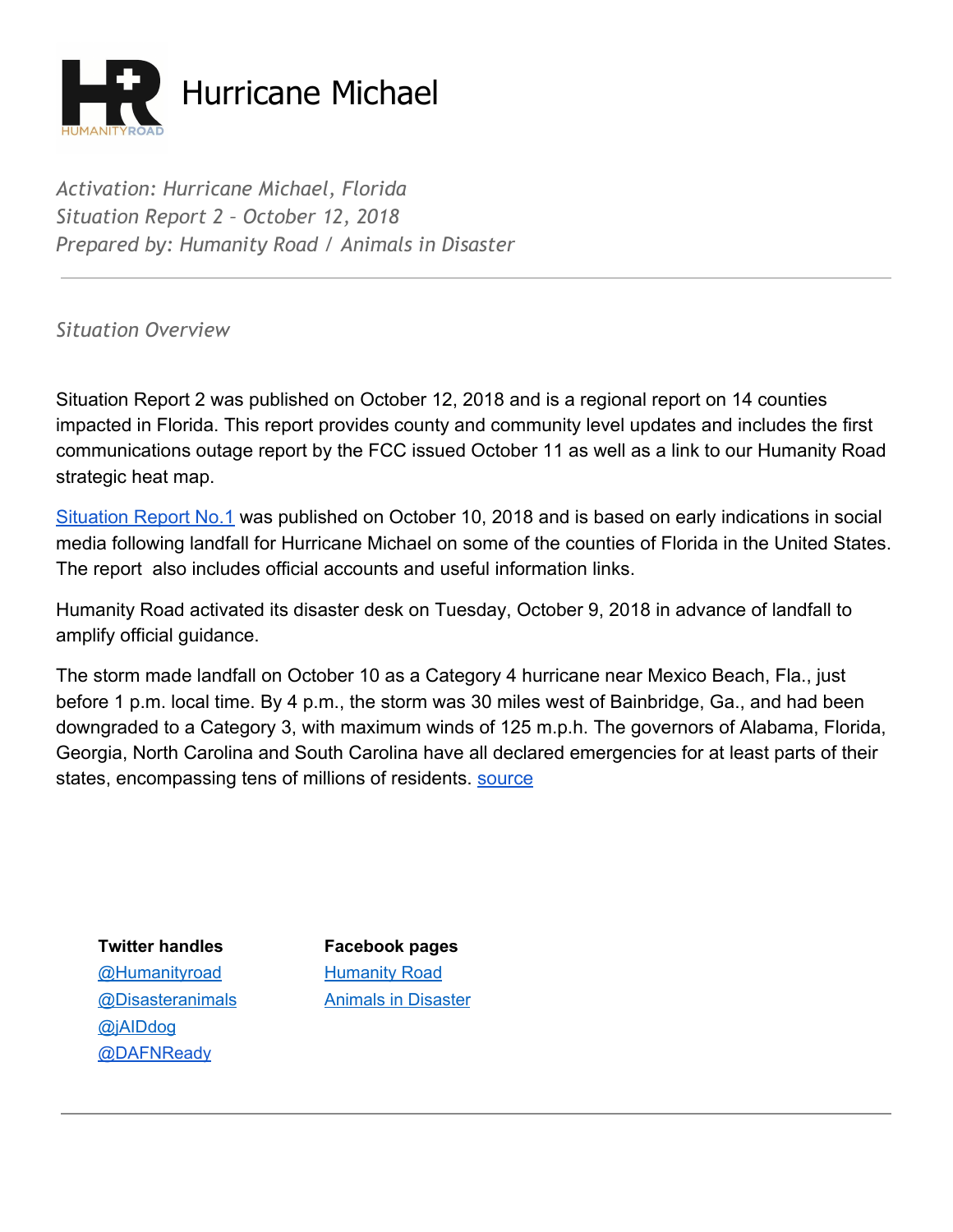# Hurricane Michael

*Activation: Hurricane Michael, Florida*
*Situation Report 2 – October 12, 2018*
*Prepared by: Humanity Road / Animals in Disaster*

---

*Situation Overview*

Situation Report 2 was published on October 12, 2018 and is a regional report on 14 counties impacted in Florida. This report provides county and community level updates and includes the first communications outage report by the FCC issued October 11 as well as a link to our Humanity Road strategic heat map.

Situation Report No.1 was published on October 10, 2018 and is based on early indications in social media following landfall for Hurricane Michael on some of the counties of Florida in the United States. The report also includes official accounts and useful information links.

Humanity Road activated its disaster desk on Tuesday, October 9, 2018 in advance of landfall to amplify official guidance.

The storm made landfall on October 10 as a Category 4 hurricane near Mexico Beach, Fla., just before 1 p.m. local time. By 4 p.m., the storm was 30 miles west of Bainbridge, Ga., and had been downgraded to a Category 3, with maximum winds of 125 m.p.h. The governors of Alabama, Florida, Georgia, North Carolina and South Carolina have all declared emergencies for at least parts of their states, encompassing tens of millions of residents. source

**Twitter handles**
@Humanityroad
@Disasteranimals
@jAIDdog
@DAFNReady

**Facebook pages**
Humanity Road
Animals in Disaster

---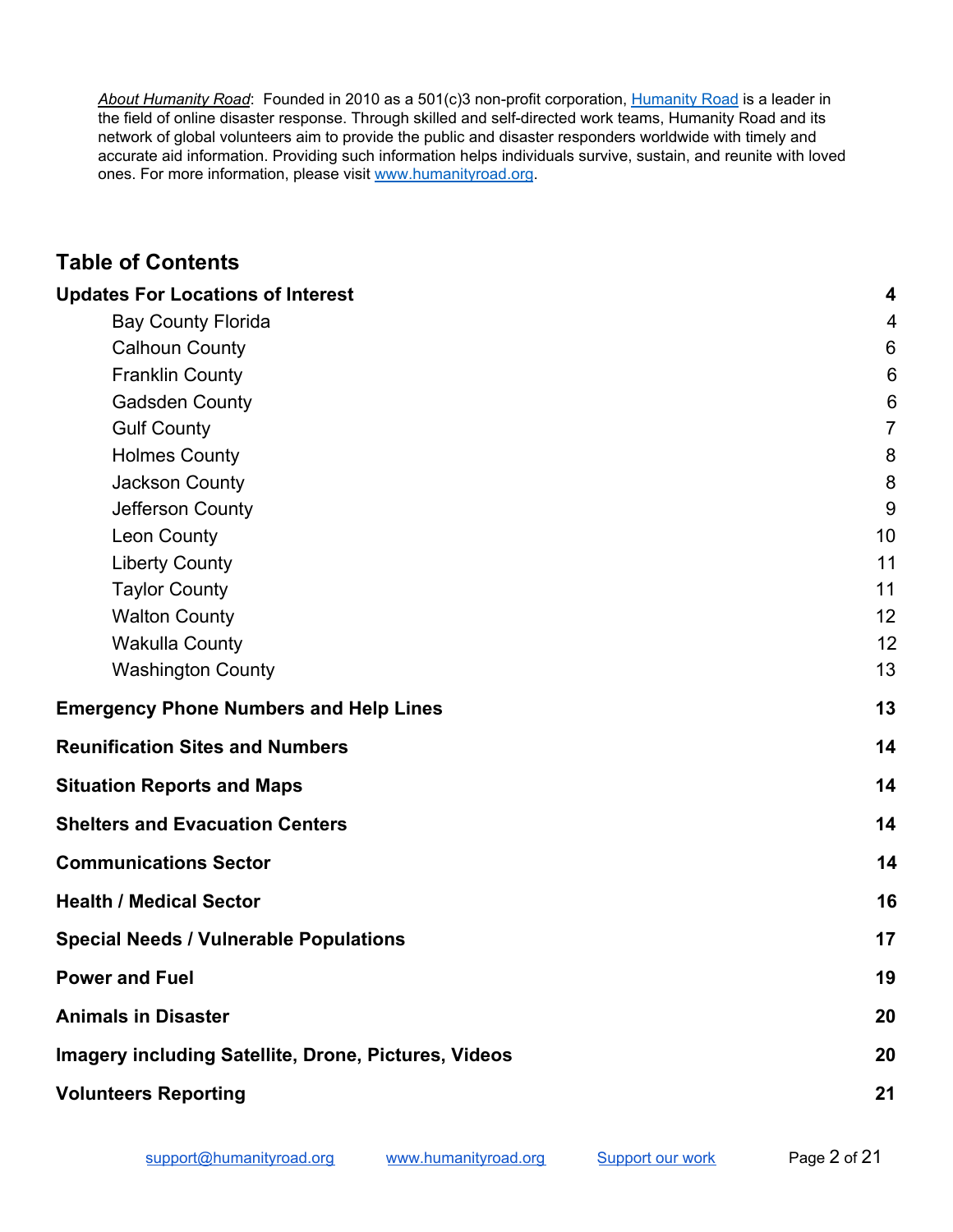*About Humanity Road*: Founded in 2010 as a 501(c)3 non-profit corporation, Humanity Road is a leader in the field of online disaster response. Through skilled and self-directed work teams, Humanity Road and its network of global volunteers aim to provide the public and disaster responders worldwide with timely and accurate aid information. Providing such information helps individuals survive, sustain, and reunite with loved ones. For more information, please visit www.humanityroad.org.

## Table of Contents

**Updates For Locations of Interest** — 4
- Bay County Florida — 4
- Calhoun County — 6
- Franklin County — 6
- Gadsden County — 6
- Gulf County — 7
- Holmes County — 8
- Jackson County — 8
- Jefferson County — 9
- Leon County — 10
- Liberty County — 11
- Taylor County — 11
- Walton County — 12
- Wakulla County — 12
- Washington County — 13

**Emergency Phone Numbers and Help Lines** — 13

**Reunification Sites and Numbers** — 14

**Situation Reports and Maps** — 14

**Shelters and Evacuation Centers** — 14

**Communications Sector** — 14

**Health / Medical Sector** — 16

**Special Needs / Vulnerable Populations** — 17

**Power and Fuel** — 19

**Animals in Disaster** — 20

**Imagery including Satellite, Drone, Pictures, Videos** — 20

**Volunteers Reporting** — 21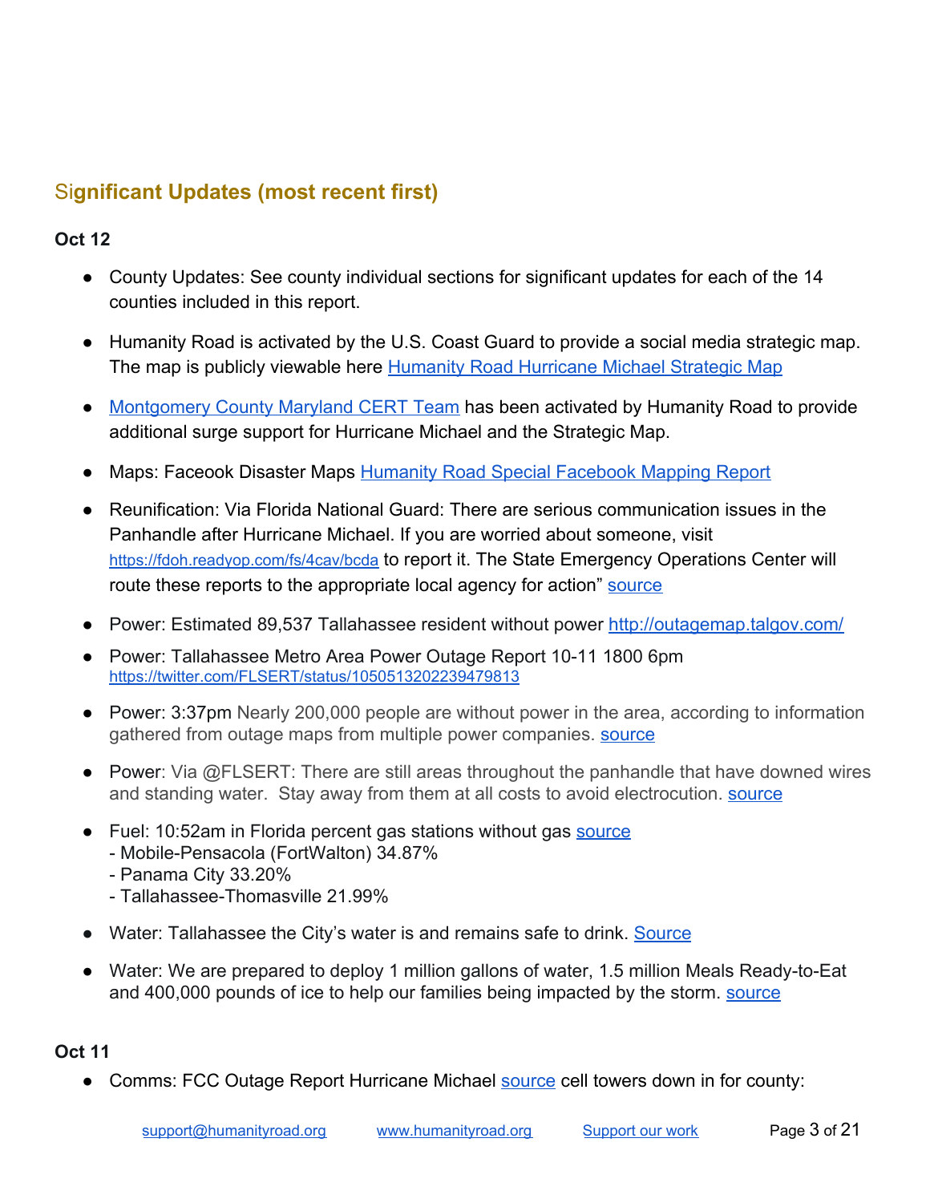## Significant Updates (most recent first)

**Oct 12**

- County Updates: See county individual sections for significant updates for each of the 14 counties included in this report.
- Humanity Road is activated by the U.S. Coast Guard to provide a social media strategic map. The map is publicly viewable here [Humanity Road Hurricane Michael Strategic Map]
- [Montgomery County Maryland CERT Team] has been activated by Humanity Road to provide additional surge support for Hurricane Michael and the Strategic Map.
- Maps: Faceook Disaster Maps [Humanity Road Special Facebook Mapping Report]
- Reunification: Via Florida National Guard: There are serious communication issues in the Panhandle after Hurricane Michael. If you are worried about someone, visit https://fdoh.readyop.com/fs/4cav/bcda to report it. The State Emergency Operations Center will route these reports to the appropriate local agency for action" [source]
- Power: Estimated 89,537 Tallahassee resident without power http://outagemap.talgov.com/
- Power: Tallahassee Metro Area Power Outage Report 10-11 1800 6pm https://twitter.com/FLSERT/status/1050513202239479813
- Power: 3:37pm Nearly 200,000 people are without power in the area, according to information gathered from outage maps from multiple power companies. [source]
- Power: Via @FLSERT: There are still areas throughout the panhandle that have downed wires and standing water. Stay away from them at all costs to avoid electrocution. [source]
- Fuel: 10:52am in Florida percent gas stations without gas [source]
  - Mobile-Pensacola (FortWalton) 34.87%
  - Panama City 33.20%
  - Tallahassee-Thomasville 21.99%
- Water: Tallahassee the City's water is and remains safe to drink. [Source]
- Water: We are prepared to deploy 1 million gallons of water, 1.5 million Meals Ready-to-Eat and 400,000 pounds of ice to help our families being impacted by the storm. [source]

**Oct 11**

- Comms: FCC Outage Report Hurricane Michael [source] cell towers down in for county: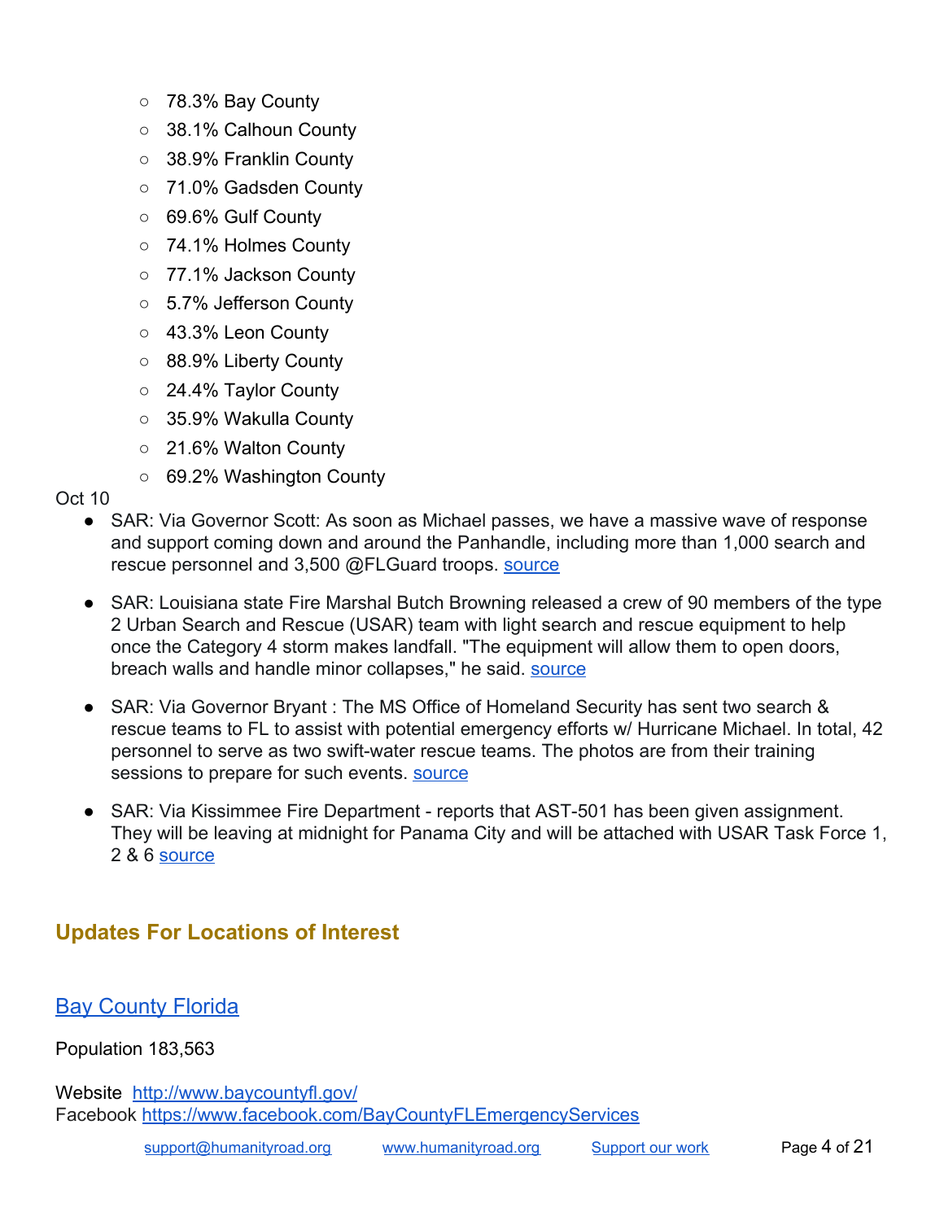- 78.3% Bay County
  - 38.1% Calhoun County
  - 38.9% Franklin County
  - 71.0% Gadsden County
  - 69.6% Gulf County
  - 74.1% Holmes County
  - 77.1% Jackson County
  - 5.7% Jefferson County
  - 43.3% Leon County
  - 88.9% Liberty County
  - 24.4% Taylor County
  - 35.9% Wakulla County
  - 21.6% Walton County
  - 69.2% Washington County

Oct 10

- SAR: Via Governor Scott: As soon as Michael passes, we have a massive wave of response and support coming down and around the Panhandle, including more than 1,000 search and rescue personnel and 3,500 @FLGuard troops. source

- SAR: Louisiana state Fire Marshal Butch Browning released a crew of 90 members of the type 2 Urban Search and Rescue (USAR) team with light search and rescue equipment to help once the Category 4 storm makes landfall. "The equipment will allow them to open doors, breach walls and handle minor collapses," he said. source

- SAR: Via Governor Bryant : The MS Office of Homeland Security has sent two search & rescue teams to FL to assist with potential emergency efforts w/ Hurricane Michael. In total, 42 personnel to serve as two swift-water rescue teams. The photos are from their training sessions to prepare for such events. source

- SAR: Via Kissimmee Fire Department - reports that AST-501 has been given assignment. They will be leaving at midnight for Panama City and will be attached with USAR Task Force 1, 2 & 6 source

## Updates For Locations of Interest

### Bay County Florida

Population 183,563

Website http://www.baycountyfl.gov/
Facebook https://www.facebook.com/BayCountyFLEmergencyServices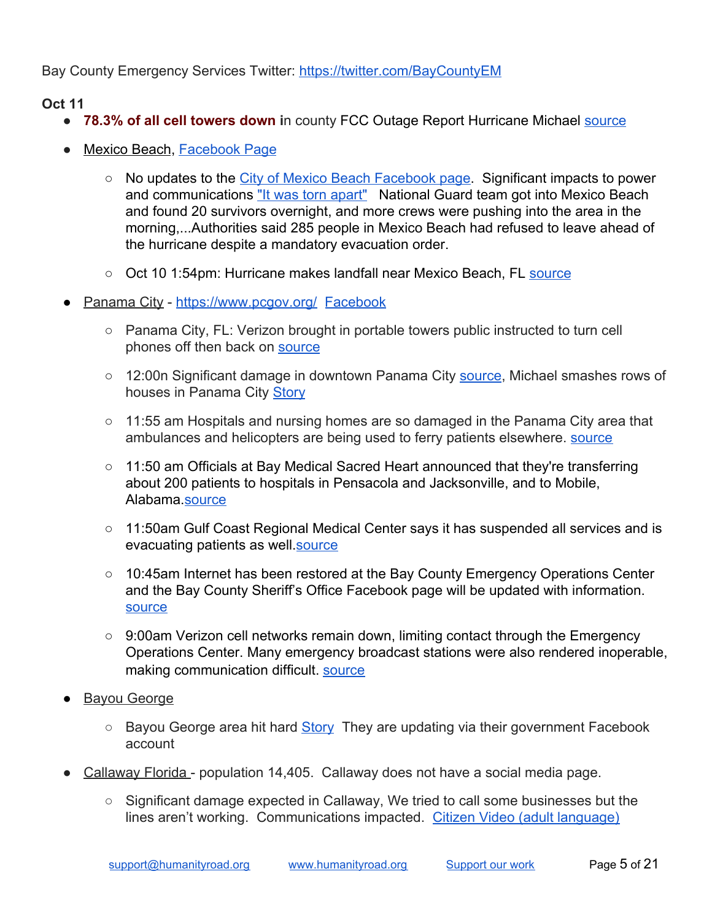Bay County Emergency Services Twitter: https://twitter.com/BayCountyEM

**Oct 11**

- **78.3% of all cell towers down i**n county FCC Outage Report Hurricane Michael source
- Mexico Beach, Facebook Page
  - No updates to the City of Mexico Beach Facebook page. Significant impacts to power and communications "It was torn apart" National Guard team got into Mexico Beach and found 20 survivors overnight, and more crews were pushing into the area in the morning,...Authorities said 285 people in Mexico Beach had refused to leave ahead of the hurricane despite a mandatory evacuation order.
  - Oct 10 1:54pm: Hurricane makes landfall near Mexico Beach, FL source
- Panama City - https://www.pcgov.org/ Facebook
  - Panama City, FL: Verizon brought in portable towers public instructed to turn cell phones off then back on source
  - 12:00n Significant damage in downtown Panama City source, Michael smashes rows of houses in Panama City Story
  - 11:55 am Hospitals and nursing homes are so damaged in the Panama City area that ambulances and helicopters are being used to ferry patients elsewhere. source
  - 11:50 am Officials at Bay Medical Sacred Heart announced that they're transferring about 200 patients to hospitals in Pensacola and Jacksonville, and to Mobile, Alabama.source
  - 11:50am Gulf Coast Regional Medical Center says it has suspended all services and is evacuating patients as well.source
  - 10:45am Internet has been restored at the Bay County Emergency Operations Center and the Bay County Sheriff's Office Facebook page will be updated with information. source
  - 9:00am Verizon cell networks remain down, limiting contact through the Emergency Operations Center. Many emergency broadcast stations were also rendered inoperable, making communication difficult. source
- Bayou George
  - Bayou George area hit hard Story They are updating via their government Facebook account
- Callaway Florida - population 14,405. Callaway does not have a social media page.
  - Significant damage expected in Callaway, We tried to call some businesses but the lines aren't working. Communications impacted. Citizen Video (adult language)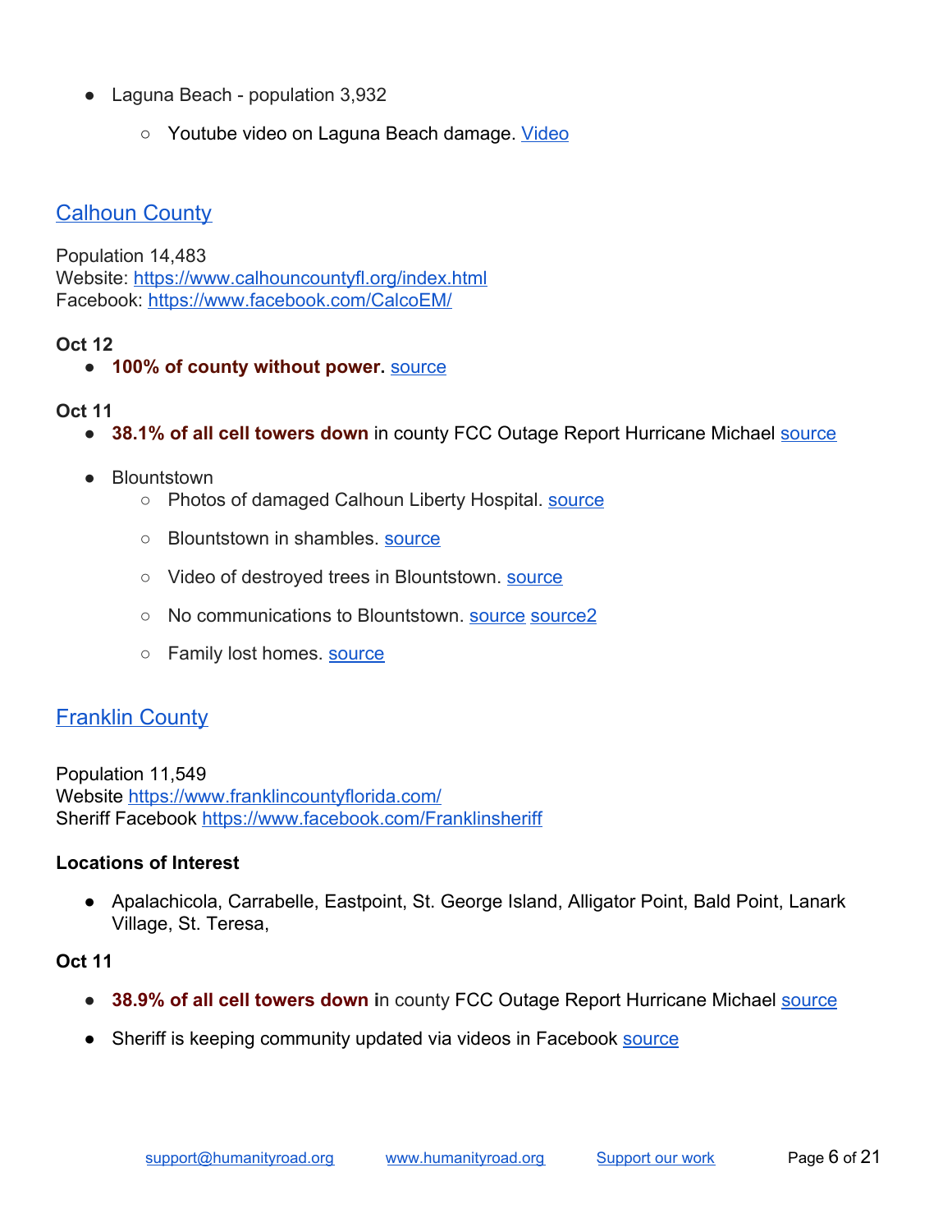- Laguna Beach - population 3,932
  - Youtube video on Laguna Beach damage. Video

## Calhoun County

Population 14,483
Website: https://www.calhouncountyfl.org/index.html
Facebook: https://www.facebook.com/CalcoEM/

**Oct 12**

- **100% of county without power.** source

**Oct 11**

- **38.1% of all cell towers down** in county FCC Outage Report Hurricane Michael source
- Blountstown
  - Photos of damaged Calhoun Liberty Hospital. source
  - Blountstown in shambles. source
  - Video of destroyed trees in Blountstown. source
  - No communications to Blountstown. source source2
  - Family lost homes. source

## Franklin County

Population 11,549
Website https://www.franklincountyflorida.com/
Sheriff Facebook https://www.facebook.com/Franklinsheriff

**Locations of Interest**

- Apalachicola, Carrabelle, Eastpoint, St. George Island, Alligator Point, Bald Point, Lanark Village, St. Teresa,

**Oct 11**

- **38.9% of all cell towers down i**n county FCC Outage Report Hurricane Michael source
- Sheriff is keeping community updated via videos in Facebook source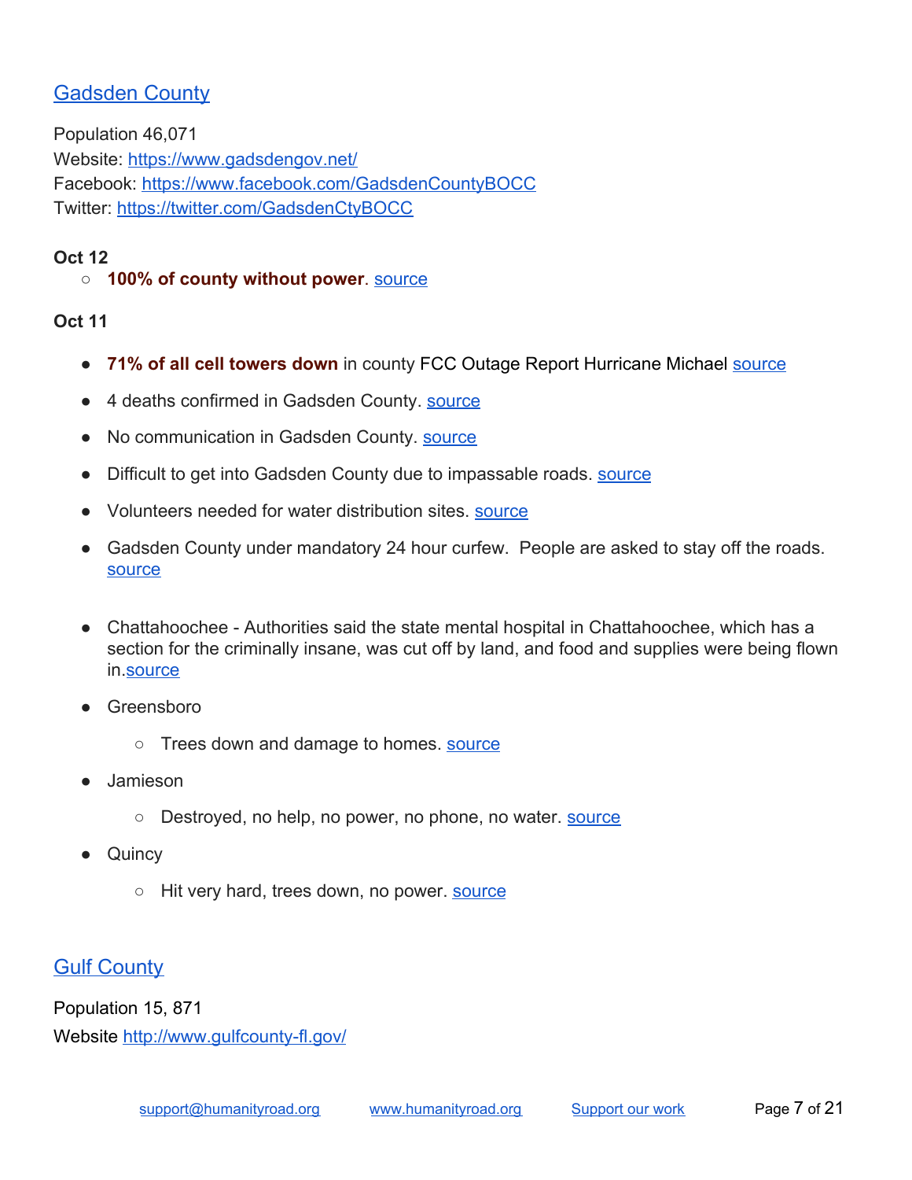## Gadsden County

Population 46,071
Website: https://www.gadsdengov.net/
Facebook: https://www.facebook.com/GadsdenCountyBOCC
Twitter: https://twitter.com/GadsdenCtyBOCC

**Oct 12**

- **100% of county without power**. source

**Oct 11**

- **71% of all cell towers down** in county FCC Outage Report Hurricane Michael source
- 4 deaths confirmed in Gadsden County. source
- No communication in Gadsden County. source
- Difficult to get into Gadsden County due to impassable roads. source
- Volunteers needed for water distribution sites. source
- Gadsden County under mandatory 24 hour curfew. People are asked to stay off the roads. source
- Chattahoochee - Authorities said the state mental hospital in Chattahoochee, which has a section for the criminally insane, was cut off by land, and food and supplies were being flown in.source
- Greensboro
    - Trees down and damage to homes. source
- Jamieson
    - Destroyed, no help, no power, no phone, no water. source
- Quincy
    - Hit very hard, trees down, no power. source

## Gulf County

Population 15, 871
Website http://www.gulfcounty-fl.gov/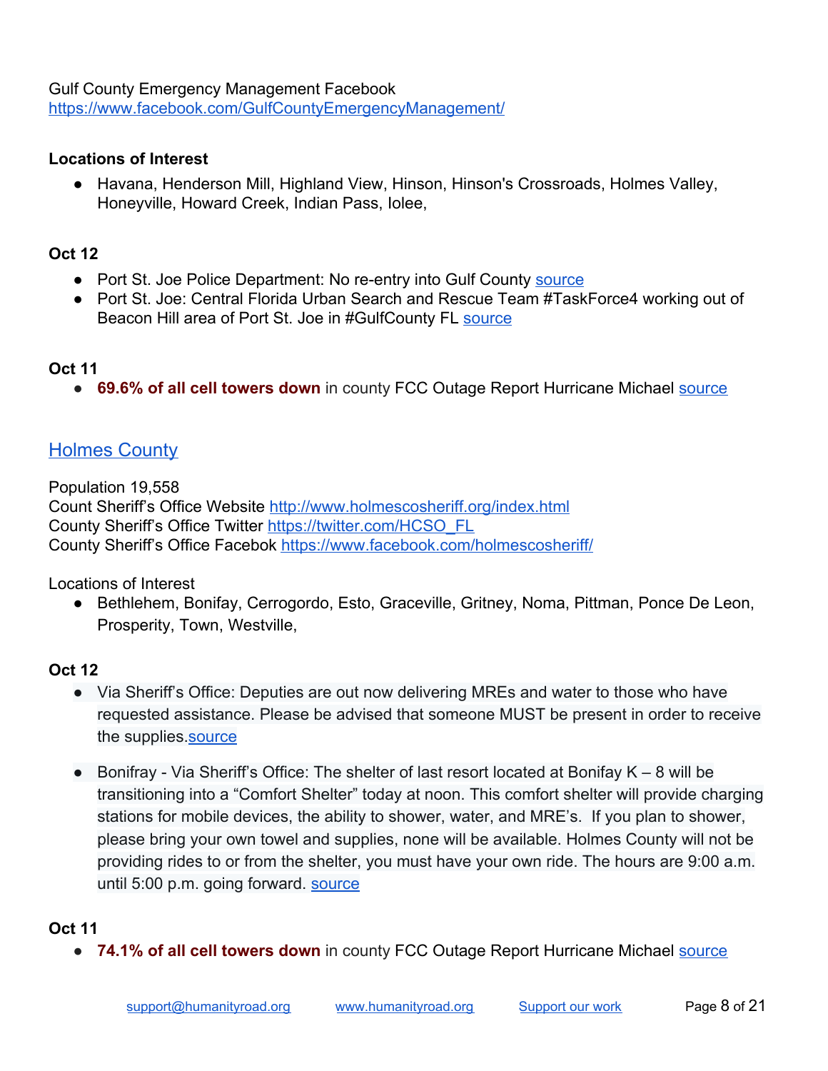Gulf County Emergency Management Facebook
https://www.facebook.com/GulfCountyEmergencyManagement/

**Locations of Interest**

- Havana, Henderson Mill, Highland View, Hinson, Hinson's Crossroads, Holmes Valley, Honeyville, Howard Creek, Indian Pass, Iolee,

**Oct 12**

- Port St. Joe Police Department: No re-entry into Gulf County source
- Port St. Joe: Central Florida Urban Search and Rescue Team #TaskForce4 working out of Beacon Hill area of Port St. Joe in #GulfCounty FL source

**Oct 11**

- **69.6% of all cell towers down** in county FCC Outage Report Hurricane Michael source

## Holmes County

Population 19,558
Count Sheriff's Office Website http://www.holmescosheriff.org/index.html
County Sheriff's Office Twitter https://twitter.com/HCSO_FL
County Sheriff's Office Facebok https://www.facebook.com/holmescosheriff/

Locations of Interest

- Bethlehem, Bonifay, Cerrogordo, Esto, Graceville, Gritney, Noma, Pittman, Ponce De Leon, Prosperity, Town, Westville,

**Oct 12**

- Via Sheriff's Office: Deputies are out now delivering MREs and water to those who have requested assistance. Please be advised that someone MUST be present in order to receive the supplies.source

- Bonifray - Via Sheriff's Office: The shelter of last resort located at Bonifay K – 8 will be transitioning into a "Comfort Shelter" today at noon. This comfort shelter will provide charging stations for mobile devices, the ability to shower, water, and MRE's. If you plan to shower, please bring your own towel and supplies, none will be available. Holmes County will not be providing rides to or from the shelter, you must have your own ride. The hours are 9:00 a.m. until 5:00 p.m. going forward. source

**Oct 11**

- **74.1% of all cell towers down** in county FCC Outage Report Hurricane Michael source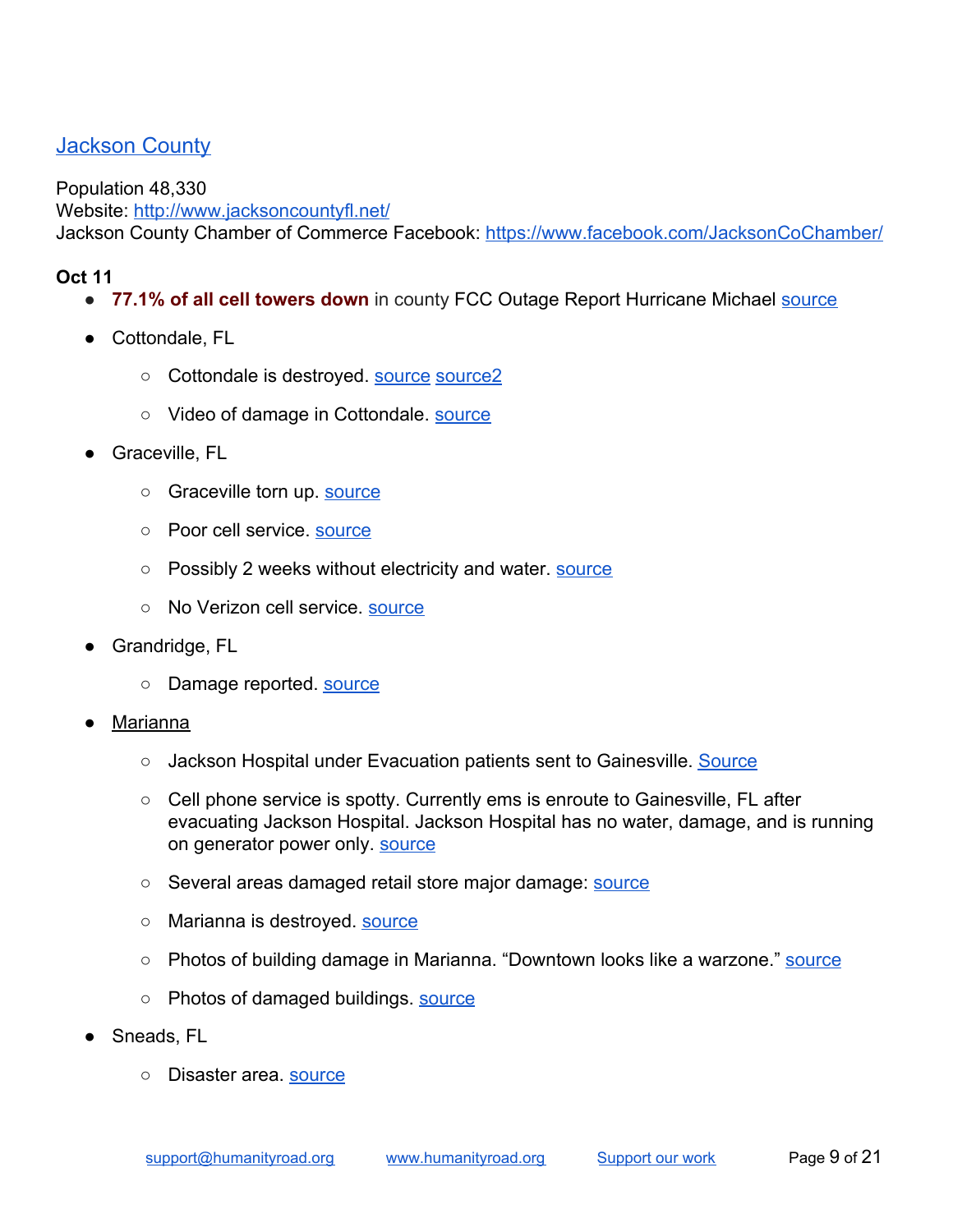## Jackson County

Population 48,330
Website: http://www.jacksoncountyfl.net/
Jackson County Chamber of Commerce Facebook: https://www.facebook.com/JacksonCoChamber/

**Oct 11**

- **77.1% of all cell towers down** in county FCC Outage Report Hurricane Michael source
- Cottondale, FL
  - Cottondale is destroyed. source source2
  - Video of damage in Cottondale. source
- Graceville, FL
  - Graceville torn up. source
  - Poor cell service. source
  - Possibly 2 weeks without electricity and water. source
  - No Verizon cell service. source
- Grandridge, FL
  - Damage reported. source
- Marianna
  - Jackson Hospital under Evacuation patients sent to Gainesville. Source
  - Cell phone service is spotty. Currently ems is enroute to Gainesville, FL after evacuating Jackson Hospital. Jackson Hospital has no water, damage, and is running on generator power only. source
  - Several areas damaged retail store major damage: source
  - Marianna is destroyed. source
  - Photos of building damage in Marianna. "Downtown looks like a warzone." source
  - Photos of damaged buildings. source
- Sneads, FL
  - Disaster area. source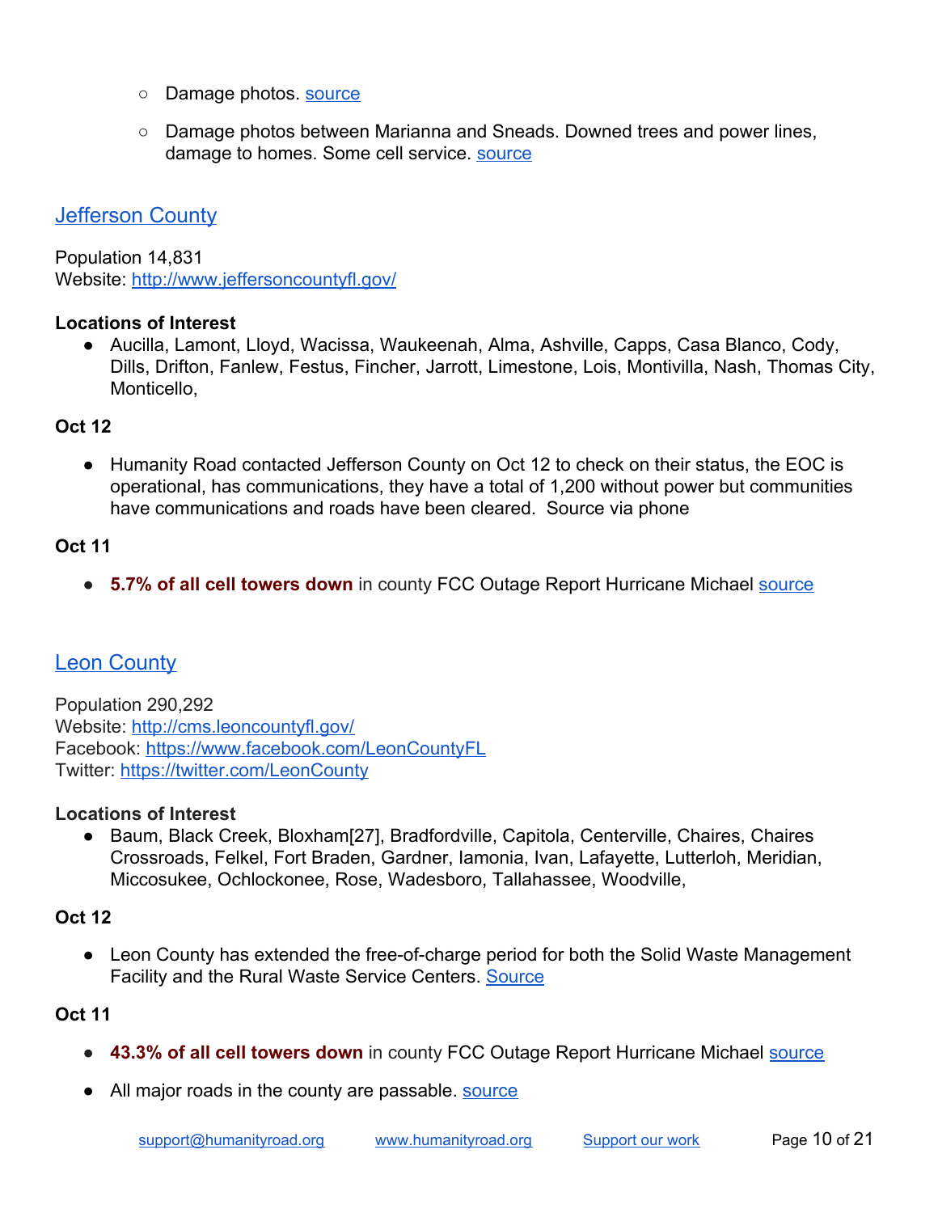- Damage photos. [source]
- Damage photos between Marianna and Sneads. Downed trees and power lines, damage to homes. Some cell service. [source]

## Jefferson County

Population 14,831
Website: http://www.jeffersoncountyfl.gov/

**Locations of Interest**

- Aucilla, Lamont, Lloyd, Wacissa, Waukeenah, Alma, Ashville, Capps, Casa Blanco, Cody, Dills, Drifton, Fanlew, Festus, Fincher, Jarrott, Limestone, Lois, Montivilla, Nash, Thomas City, Monticello,

**Oct 12**

- Humanity Road contacted Jefferson County on Oct 12 to check on their status, the EOC is operational, has communications, they have a total of 1,200 without power but communities have communications and roads have been cleared. Source via phone

**Oct 11**

- **5.7% of all cell towers down** in county FCC Outage Report Hurricane Michael [source]

## Leon County

Population 290,292
Website: http://cms.leoncountyfl.gov/
Facebook: https://www.facebook.com/LeonCountyFL
Twitter: https://twitter.com/LeonCounty

**Locations of Interest**

- Baum, Black Creek, Bloxham[27], Bradfordville, Capitola, Centerville, Chaires, Chaires Crossroads, Felkel, Fort Braden, Gardner, Iamonia, Ivan, Lafayette, Lutterloh, Meridian, Miccosukee, Ochlockonee, Rose, Wadesboro, Tallahassee, Woodville,

**Oct 12**

- Leon County has extended the free-of-charge period for both the Solid Waste Management Facility and the Rural Waste Service Centers. [Source]

**Oct 11**

- **43.3% of all cell towers down** in county FCC Outage Report Hurricane Michael [source]
- All major roads in the county are passable. [source]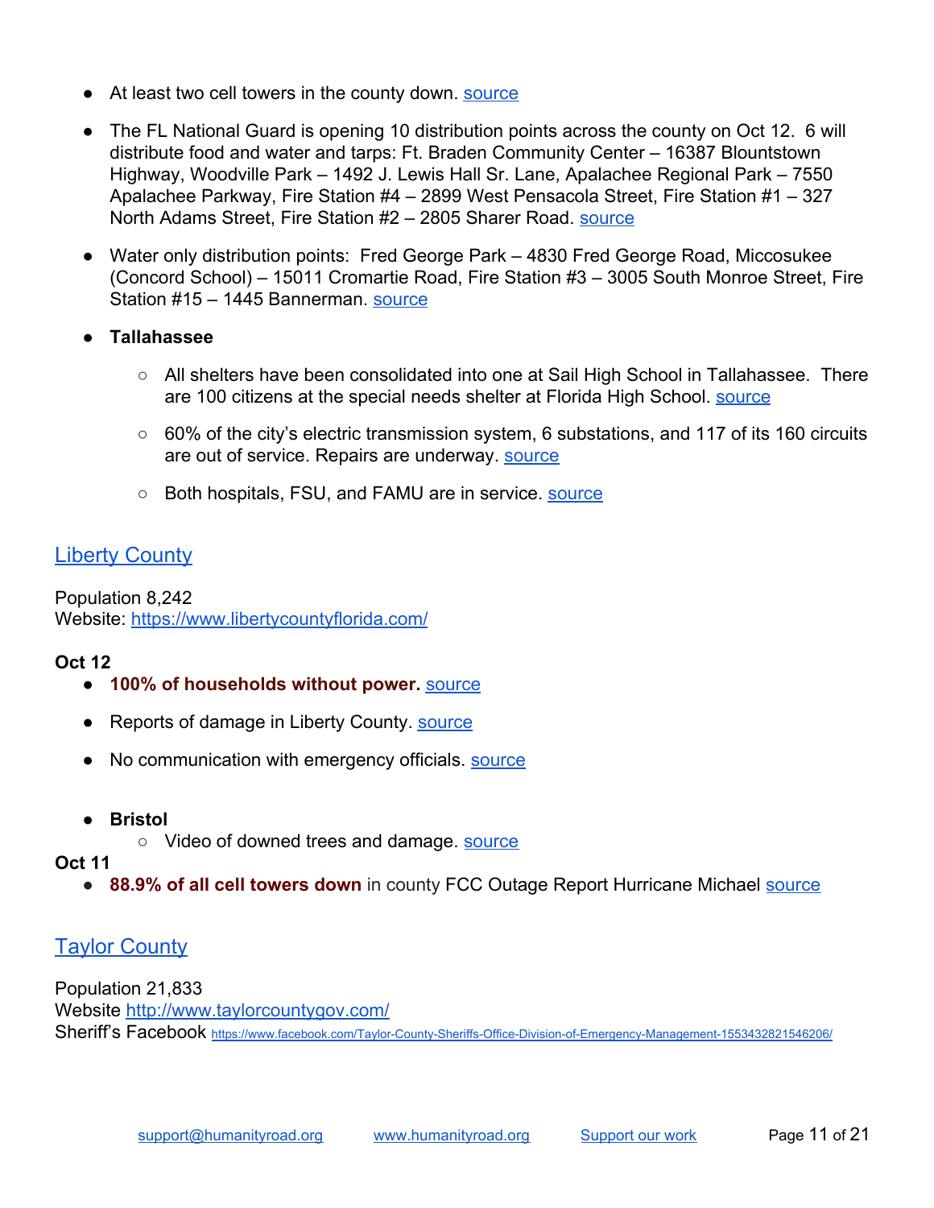- At least two cell towers in the county down. [source]
- The FL National Guard is opening 10 distribution points across the county on Oct 12. 6 will distribute food and water and tarps: Ft. Braden Community Center – 16387 Blountstown Highway, Woodville Park – 1492 J. Lewis Hall Sr. Lane, Apalachee Regional Park – 7550 Apalachee Parkway, Fire Station #4 – 2899 West Pensacola Street, Fire Station #1 – 327 North Adams Street, Fire Station #2 – 2805 Sharer Road. [source]
- Water only distribution points: Fred George Park – 4830 Fred George Road, Miccosukee (Concord School) – 15011 Cromartie Road, Fire Station #3 – 3005 South Monroe Street, Fire Station #15 – 1445 Bannerman. [source]
- **Tallahassee**
  - All shelters have been consolidated into one at Sail High School in Tallahassee. There are 100 citizens at the special needs shelter at Florida High School. [source]
  - 60% of the city's electric transmission system, 6 substations, and 117 of its 160 circuits are out of service. Repairs are underway. [source]
  - Both hospitals, FSU, and FAMU are in service. [source]

## Liberty County

Population 8,242
Website: https://www.libertycountyflorida.com/

**Oct 12**

- **100% of households without power.** [source]
- Reports of damage in Liberty County. [source]
- No communication with emergency officials. [source]
- **Bristol**
  - Video of downed trees and damage. [source]

**Oct 11**

- **88.9% of all cell towers down** in county FCC Outage Report Hurricane Michael [source]

## Taylor County

Population 21,833
Website http://www.taylorcountygov.com/
Sheriff's Facebook https://www.facebook.com/Taylor-County-Sheriffs-Office-Division-of-Emergency-Management-1553432821546206/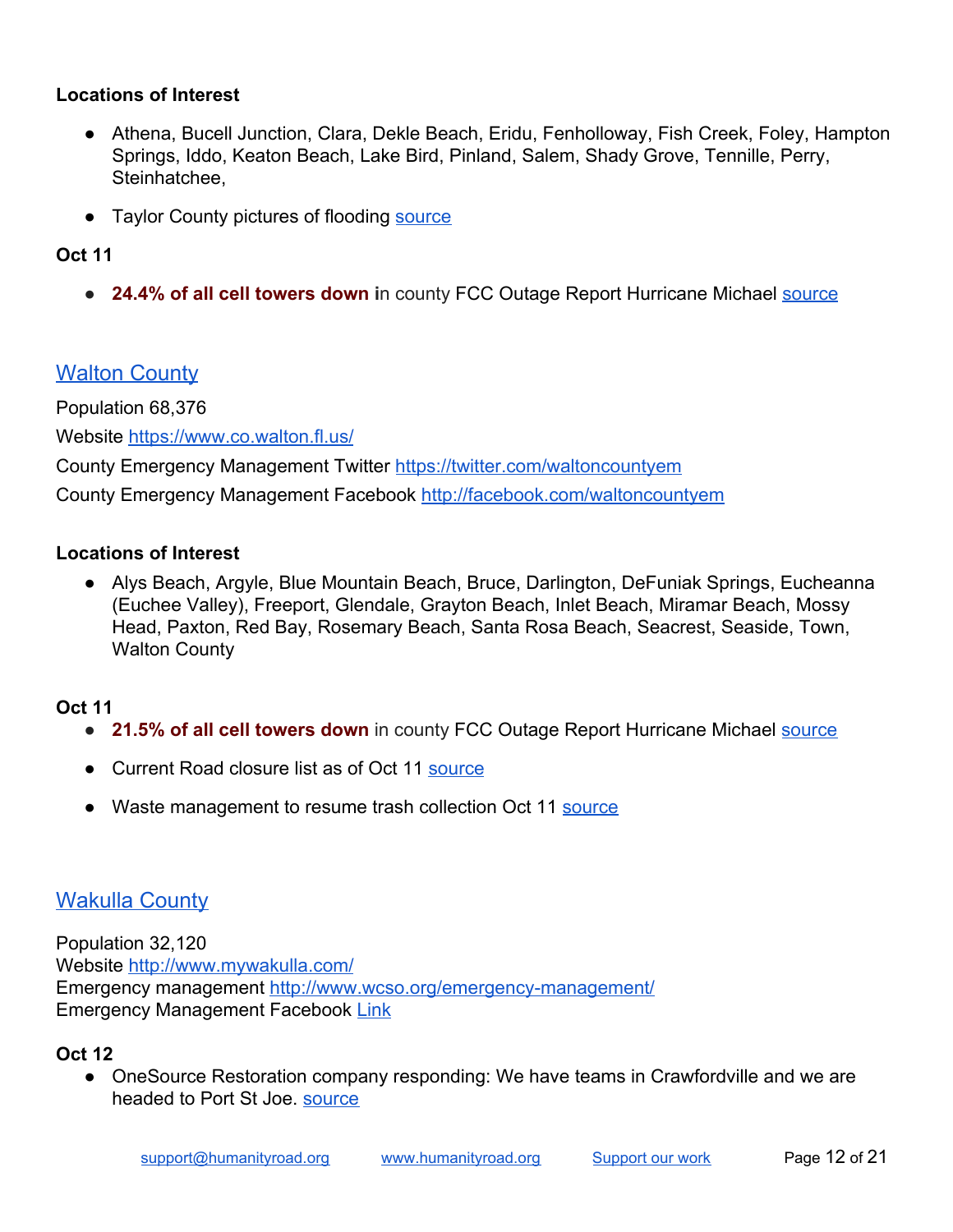**Locations of Interest**

- Athena, Bucell Junction, Clara, Dekle Beach, Eridu, Fenholloway, Fish Creek, Foley, Hampton Springs, Iddo, Keaton Beach, Lake Bird, Pinland, Salem, Shady Grove, Tennille, Perry, Steinhatchee,
- Taylor County pictures of flooding source

**Oct 11**

- **24.4% of all cell towers down i**n county FCC Outage Report Hurricane Michael source

## Walton County

Population 68,376

Website https://www.co.walton.fl.us/

County Emergency Management Twitter https://twitter.com/waltoncountyem

County Emergency Management Facebook http://facebook.com/waltoncountyem

**Locations of Interest**

- Alys Beach, Argyle, Blue Mountain Beach, Bruce, Darlington, DeFuniak Springs, Eucheanna (Euchee Valley), Freeport, Glendale, Grayton Beach, Inlet Beach, Miramar Beach, Mossy Head, Paxton, Red Bay, Rosemary Beach, Santa Rosa Beach, Seacrest, Seaside, Town, Walton County

**Oct 11**

- **21.5% of all cell towers down** in county FCC Outage Report Hurricane Michael source
- Current Road closure list as of Oct 11 source
- Waste management to resume trash collection Oct 11 source

## Wakulla County

Population 32,120

Website http://www.mywakulla.com/

Emergency management http://www.wcso.org/emergency-management/

Emergency Management Facebook Link

**Oct 12**

- OneSource Restoration company responding: We have teams in Crawfordville and we are headed to Port St Joe. source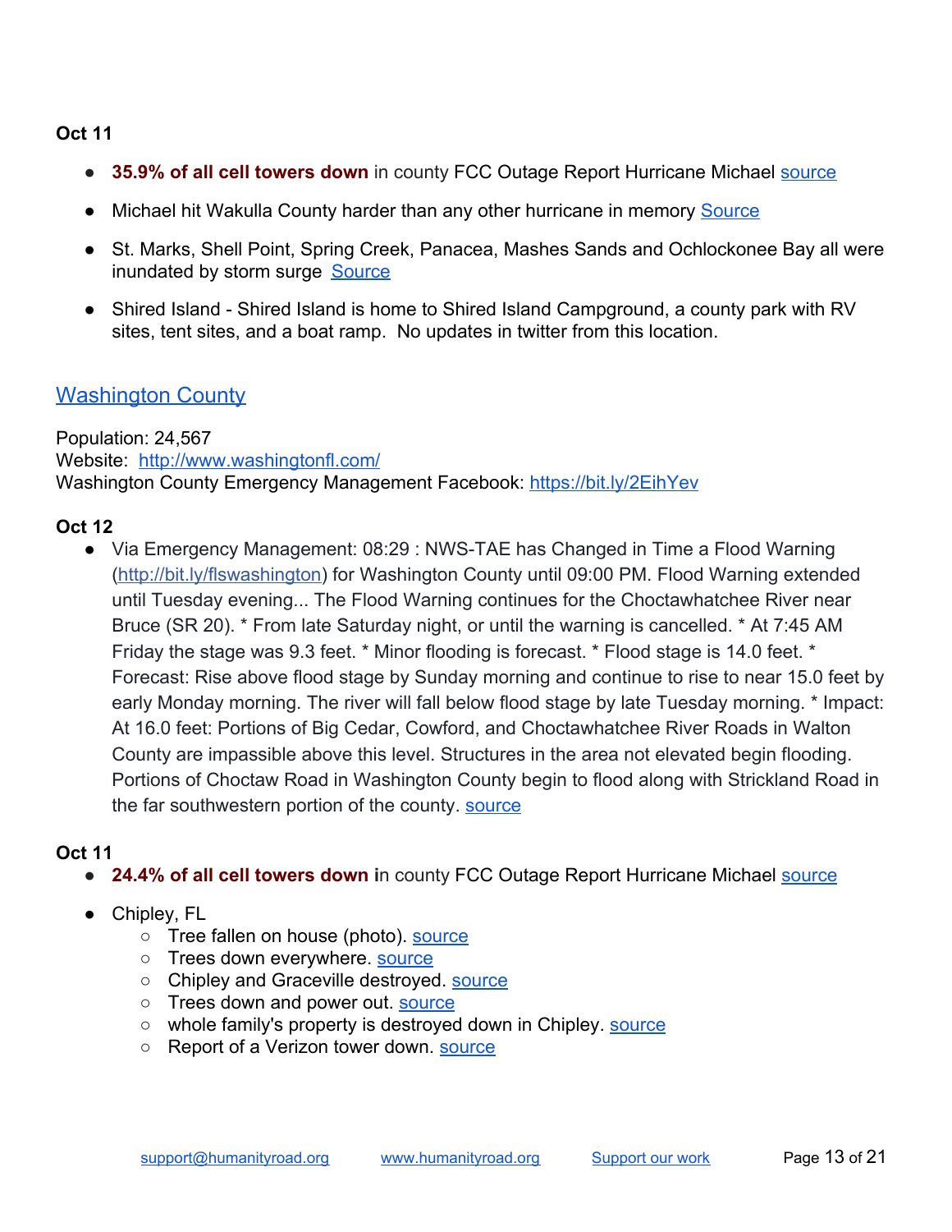**Oct 11**

- **35.9% of all cell towers down** in county FCC Outage Report Hurricane Michael [source]
- Michael hit Wakulla County harder than any other hurricane in memory [Source]
- St. Marks, Shell Point, Spring Creek, Panacea, Mashes Sands and Ochlockonee Bay all were inundated by storm surge [Source]
- Shired Island - Shired Island is home to Shired Island Campground, a county park with RV sites, tent sites, and a boat ramp. No updates in twitter from this location.

## Washington County

Population: 24,567
Website: http://www.washingtonfl.com/
Washington County Emergency Management Facebook: https://bit.ly/2EihYev

**Oct 12**

- Via Emergency Management: 08:29 : NWS-TAE has Changed in Time a Flood Warning (http://bit.ly/flswashington) for Washington County until 09:00 PM. Flood Warning extended until Tuesday evening... The Flood Warning continues for the Choctawhatchee River near Bruce (SR 20). * From late Saturday night, or until the warning is cancelled. * At 7:45 AM Friday the stage was 9.3 feet. * Minor flooding is forecast. * Flood stage is 14.0 feet. * Forecast: Rise above flood stage by Sunday morning and continue to rise to near 15.0 feet by early Monday morning. The river will fall below flood stage by late Tuesday morning. * Impact: At 16.0 feet: Portions of Big Cedar, Cowford, and Choctawhatchee River Roads in Walton County are impassible above this level. Structures in the area not elevated begin flooding. Portions of Choctaw Road in Washington County begin to flood along with Strickland Road in the far southwestern portion of the county. [source]

**Oct 11**

- **24.4% of all cell towers down i**n county FCC Outage Report Hurricane Michael [source]
- Chipley, FL
  - Tree fallen on house (photo). [source]
  - Trees down everywhere. [source]
  - Chipley and Graceville destroyed. [source]
  - Trees down and power out. [source]
  - whole family's property is destroyed down in Chipley. [source]
  - Report of a Verizon tower down. [source]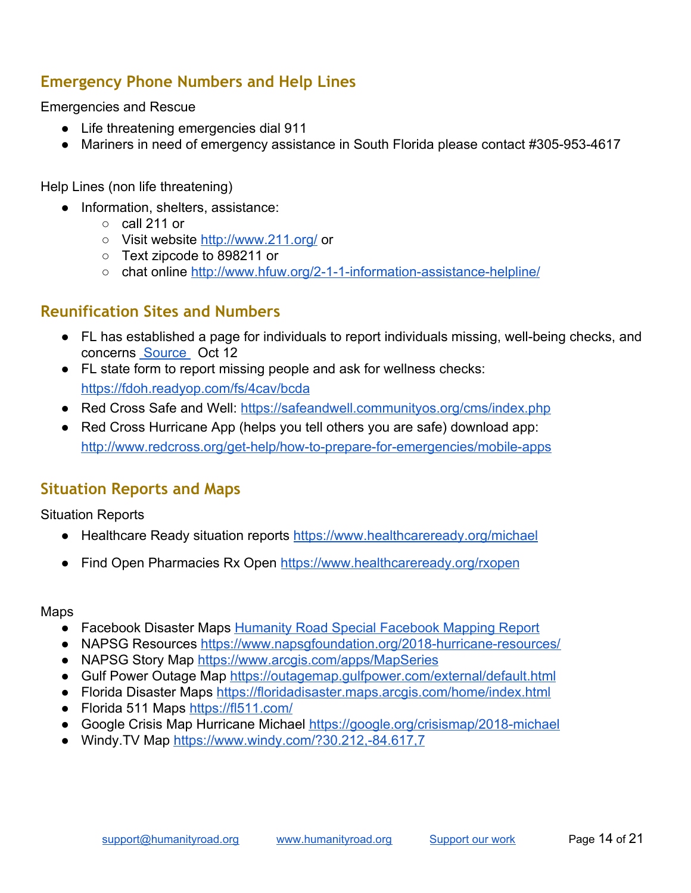## Emergency Phone Numbers and Help Lines

Emergencies and Rescue

- Life threatening emergencies dial 911
- Mariners in need of emergency assistance in South Florida please contact #305-953-4617

Help Lines (non life threatening)

- Information, shelters, assistance:
  - call 211 or
  - Visit website http://www.211.org/ or
  - Text zipcode to 898211 or
  - chat online http://www.hfuw.org/2-1-1-information-assistance-helpline/

## Reunification Sites and Numbers

- FL has established a page for individuals to report individuals missing, well-being checks, and concerns Source Oct 12
- FL state form to report missing people and ask for wellness checks: https://fdoh.readyop.com/fs/4cav/bcda
- Red Cross Safe and Well: https://safeandwell.communityos.org/cms/index.php
- Red Cross Hurricane App (helps you tell others you are safe) download app: http://www.redcross.org/get-help/how-to-prepare-for-emergencies/mobile-apps

## Situation Reports and Maps

Situation Reports

- Healthcare Ready situation reports https://www.healthcareready.org/michael
- Find Open Pharmacies Rx Open https://www.healthcareready.org/rxopen

Maps

- Facebook Disaster Maps Humanity Road Special Facebook Mapping Report
- NAPSG Resources https://www.napsgfoundation.org/2018-hurricane-resources/
- NAPSG Story Map https://www.arcgis.com/apps/MapSeries
- Gulf Power Outage Map https://outagemap.gulfpower.com/external/default.html
- Florida Disaster Maps https://floridadisaster.maps.arcgis.com/home/index.html
- Florida 511 Maps https://fl511.com/
- Google Crisis Map Hurricane Michael https://google.org/crisismap/2018-michael
- Windy.TV Map https://www.windy.com/?30.212,-84.617,7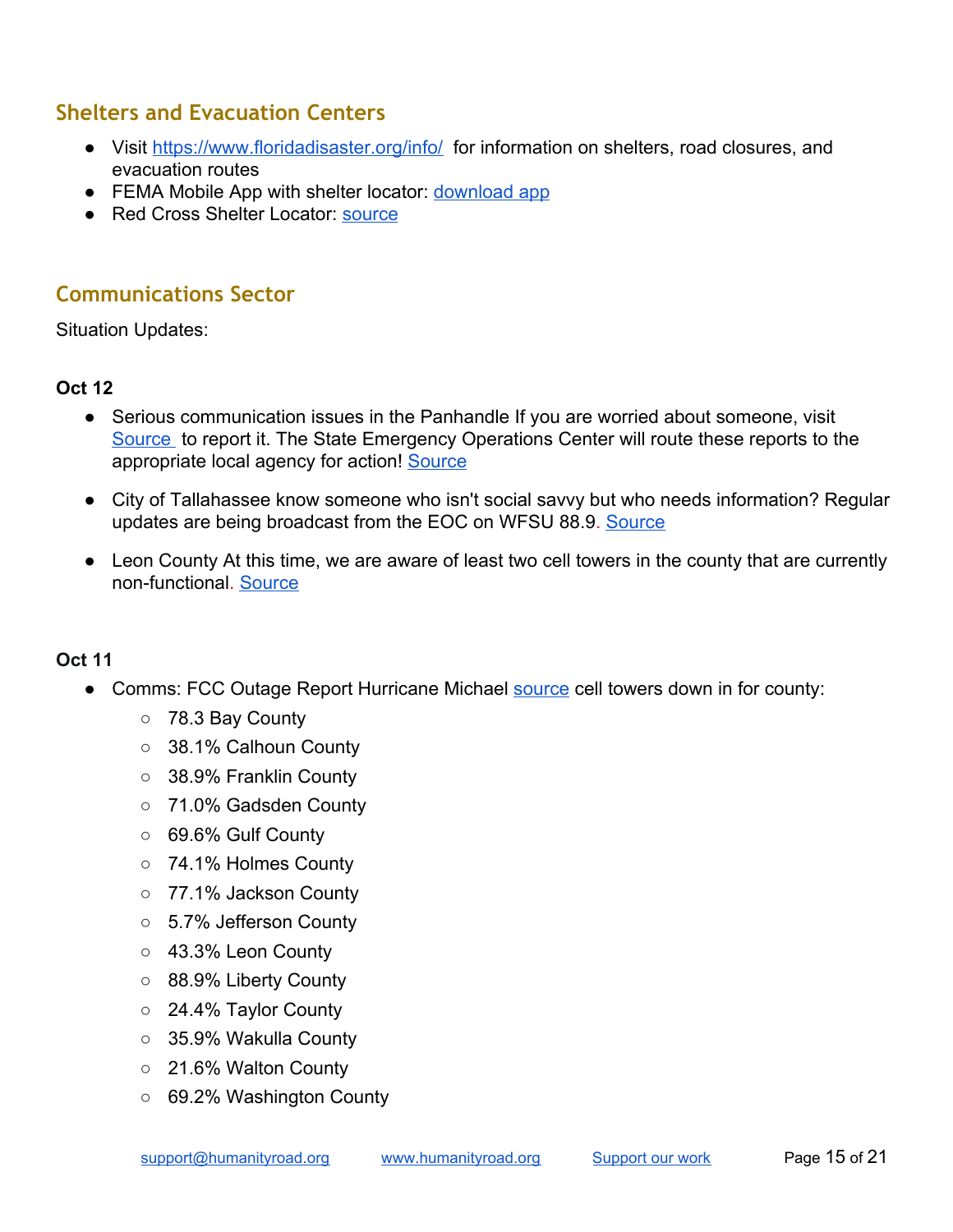## Shelters and Evacuation Centers

- Visit https://www.floridadisaster.org/info/ for information on shelters, road closures, and evacuation routes
- FEMA Mobile App with shelter locator: download app
- Red Cross Shelter Locator: source

## Communications Sector

Situation Updates:

**Oct 12**

- Serious communication issues in the Panhandle If you are worried about someone, visit Source to report it. The State Emergency Operations Center will route these reports to the appropriate local agency for action! Source
- City of Tallahassee know someone who isn't social savvy but who needs information? Regular updates are being broadcast from the EOC on WFSU 88.9. Source
- Leon County At this time, we are aware of least two cell towers in the county that are currently non-functional. Source

**Oct 11**

- Comms: FCC Outage Report Hurricane Michael source cell towers down in for county:
  - 78.3 Bay County
  - 38.1% Calhoun County
  - 38.9% Franklin County
  - 71.0% Gadsden County
  - 69.6% Gulf County
  - 74.1% Holmes County
  - 77.1% Jackson County
  - 5.7% Jefferson County
  - 43.3% Leon County
  - 88.9% Liberty County
  - 24.4% Taylor County
  - 35.9% Wakulla County
  - 21.6% Walton County
  - 69.2% Washington County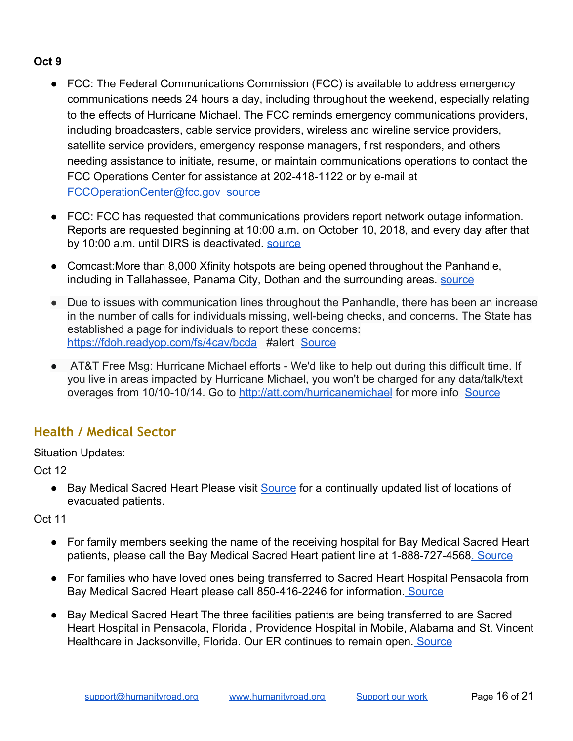**Oct 9**

- FCC: The Federal Communications Commission (FCC) is available to address emergency communications needs 24 hours a day, including throughout the weekend, especially relating to the effects of Hurricane Michael. The FCC reminds emergency communications providers, including broadcasters, cable service providers, wireless and wireline service providers, satellite service providers, emergency response managers, first responders, and others needing assistance to initiate, resume, or maintain communications operations to contact the FCC Operations Center for assistance at 202-418-1122 or by e-mail at FCCOperationCenter@fcc.gov source
- FCC: FCC has requested that communications providers report network outage information. Reports are requested beginning at 10:00 a.m. on October 10, 2018, and every day after that by 10:00 a.m. until DIRS is deactivated. source
- Comcast:More than 8,000 Xfinity hotspots are being opened throughout the Panhandle, including in Tallahassee, Panama City, Dothan and the surrounding areas. source
- Due to issues with communication lines throughout the Panhandle, there has been an increase in the number of calls for individuals missing, well-being checks, and concerns. The State has established a page for individuals to report these concerns: https://fdoh.readyop.com/fs/4cav/bcda #alert Source
- AT&T Free Msg: Hurricane Michael efforts - We'd like to help out during this difficult time. If you live in areas impacted by Hurricane Michael, you won't be charged for any data/talk/text overages from 10/10-10/14. Go to http://att.com/hurricanemichael for more info Source

## Health / Medical Sector

Situation Updates:

Oct 12

- Bay Medical Sacred Heart Please visit Source for a continually updated list of locations of evacuated patients.

Oct 11

- For family members seeking the name of the receiving hospital for Bay Medical Sacred Heart patients, please call the Bay Medical Sacred Heart patient line at 1-888-727-4568. Source
- For families who have loved ones being transferred to Sacred Heart Hospital Pensacola from Bay Medical Sacred Heart please call 850-416-2246 for information. Source
- Bay Medical Sacred Heart The three facilities patients are being transferred to are Sacred Heart Hospital in Pensacola, Florida , Providence Hospital in Mobile, Alabama and St. Vincent Healthcare in Jacksonville, Florida. Our ER continues to remain open. Source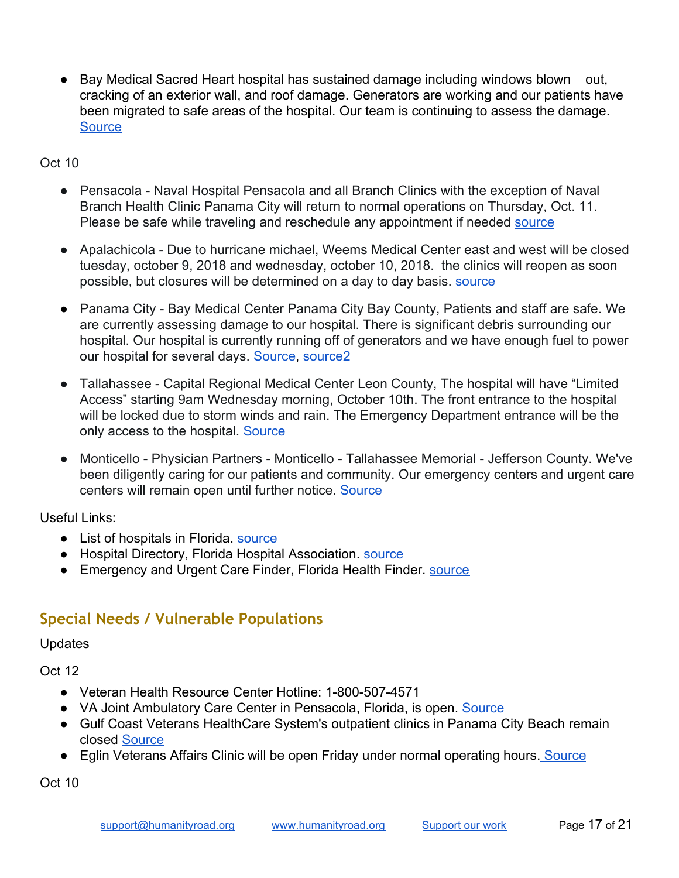- Bay Medical Sacred Heart hospital has sustained damage including windows blown out, cracking of an exterior wall, and roof damage. Generators are working and our patients have been migrated to safe areas of the hospital. Our team is continuing to assess the damage. Source

Oct 10

- Pensacola - Naval Hospital Pensacola and all Branch Clinics with the exception of Naval Branch Health Clinic Panama City will return to normal operations on Thursday, Oct. 11. Please be safe while traveling and reschedule any appointment if needed source
- Apalachicola - Due to hurricane michael, Weems Medical Center east and west will be closed tuesday, october 9, 2018 and wednesday, october 10, 2018. the clinics will reopen as soon possible, but closures will be determined on a day to day basis. source
- Panama City - Bay Medical Center Panama City Bay County, Patients and staff are safe. We are currently assessing damage to our hospital. There is significant debris surrounding our hospital. Our hospital is currently running off of generators and we have enough fuel to power our hospital for several days. Source, source2
- Tallahassee - Capital Regional Medical Center Leon County, The hospital will have "Limited Access" starting 9am Wednesday morning, October 10th. The front entrance to the hospital will be locked due to storm winds and rain. The Emergency Department entrance will be the only access to the hospital. Source
- Monticello - Physician Partners - Monticello - Tallahassee Memorial - Jefferson County. We've been diligently caring for our patients and community. Our emergency centers and urgent care centers will remain open until further notice. Source

Useful Links:

- List of hospitals in Florida. source
- Hospital Directory, Florida Hospital Association. source
- Emergency and Urgent Care Finder, Florida Health Finder. source

## Special Needs / Vulnerable Populations

Updates

Oct 12

- Veteran Health Resource Center Hotline: 1-800-507-4571
- VA Joint Ambulatory Care Center in Pensacola, Florida, is open. Source
- Gulf Coast Veterans HealthCare System's outpatient clinics in Panama City Beach remain closed Source
- Eglin Veterans Affairs Clinic will be open Friday under normal operating hours. Source

Oct 10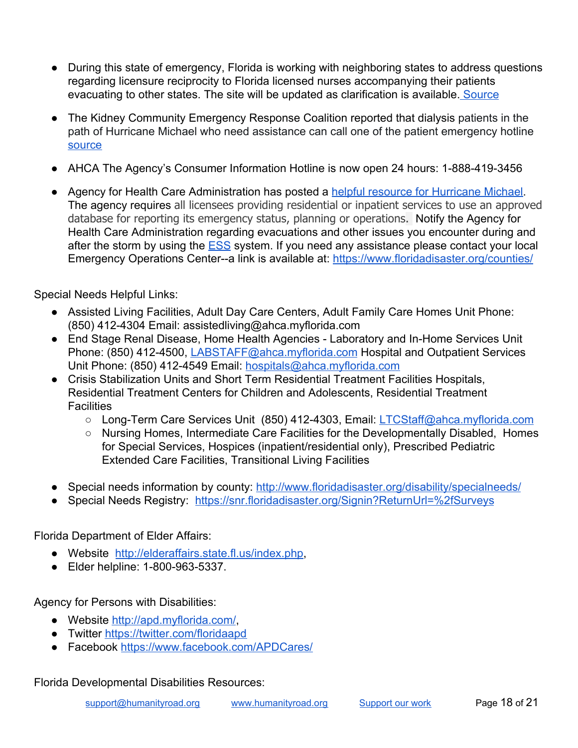- During this state of emergency, Florida is working with neighboring states to address questions regarding licensure reciprocity to Florida licensed nurses accompanying their patients evacuating to other states. The site will be updated as clarification is available. Source

- The Kidney Community Emergency Response Coalition reported that dialysis patients in the path of Hurricane Michael who need assistance can call one of the patient emergency hotline source

- AHCA The Agency's Consumer Information Hotline is now open 24 hours: 1-888-419-3456

- Agency for Health Care Administration has posted a helpful resource for Hurricane Michael. The agency requires all licensees providing residential or inpatient services to use an approved database for reporting its emergency status, planning or operations. Notify the Agency for Health Care Administration regarding evacuations and other issues you encounter during and after the storm by using the ESS system. If you need any assistance please contact your local Emergency Operations Center--a link is available at: https://www.floridadisaster.org/counties/

Special Needs Helpful Links:

- Assisted Living Facilities, Adult Day Care Centers, Adult Family Care Homes Unit Phone: (850) 412-4304 Email: assistedliving@ahca.myflorida.com
- End Stage Renal Disease, Home Health Agencies - Laboratory and In-Home Services Unit Phone: (850) 412-4500, LABSTAFF@ahca.myflorida.com Hospital and Outpatient Services Unit Phone: (850) 412-4549 Email: hospitals@ahca.myflorida.com
- Crisis Stabilization Units and Short Term Residential Treatment Facilities Hospitals, Residential Treatment Centers for Children and Adolescents, Residential Treatment Facilities
  - Long-Term Care Services Unit (850) 412-4303, Email: LTCStaff@ahca.myflorida.com
  - Nursing Homes, Intermediate Care Facilities for the Developmentally Disabled, Homes for Special Services, Hospices (inpatient/residential only), Prescribed Pediatric Extended Care Facilities, Transitional Living Facilities

- Special needs information by county: http://www.floridadisaster.org/disability/specialneeds/
- Special Needs Registry: https://snr.floridadisaster.org/Signin?ReturnUrl=%2fSurveys

Florida Department of Elder Affairs:

- Website http://elderaffairs.state.fl.us/index.php,
- Elder helpline: 1-800-963-5337.

Agency for Persons with Disabilities:

- Website http://apd.myflorida.com/,
- Twitter https://twitter.com/floridaapd
- Facebook https://www.facebook.com/APDCares/

Florida Developmental Disabilities Resources: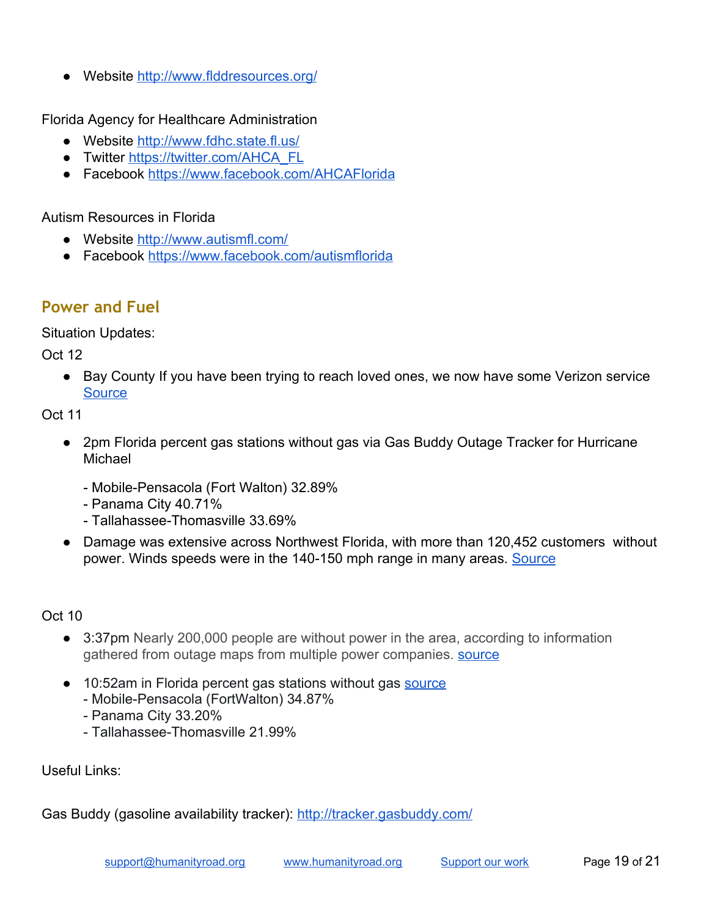- Website http://www.flddresources.org/

Florida Agency for Healthcare Administration

- Website http://www.fdhc.state.fl.us/
- Twitter https://twitter.com/AHCA_FL
- Facebook https://www.facebook.com/AHCAFlorida

Autism Resources in Florida

- Website http://www.autismfl.com/
- Facebook https://www.facebook.com/autismflorida

## Power and Fuel

Situation Updates:

Oct 12

- Bay County If you have been trying to reach loved ones, we now have some Verizon service Source

Oct 11

- 2pm Florida percent gas stations without gas via Gas Buddy Outage Tracker for Hurricane Michael

  - Mobile-Pensacola (Fort Walton) 32.89%
  - Panama City 40.71%
  - Tallahassee-Thomasville 33.69%

- Damage was extensive across Northwest Florida, with more than 120,452 customers without power. Winds speeds were in the 140-150 mph range in many areas. Source

Oct 10

- 3:37pm Nearly 200,000 people are without power in the area, according to information gathered from outage maps from multiple power companies. source
- 10:52am in Florida percent gas stations without gas source
  - Mobile-Pensacola (FortWalton) 34.87%
  - Panama City 33.20%
  - Tallahassee-Thomasville 21.99%

Useful Links:

Gas Buddy (gasoline availability tracker): http://tracker.gasbuddy.com/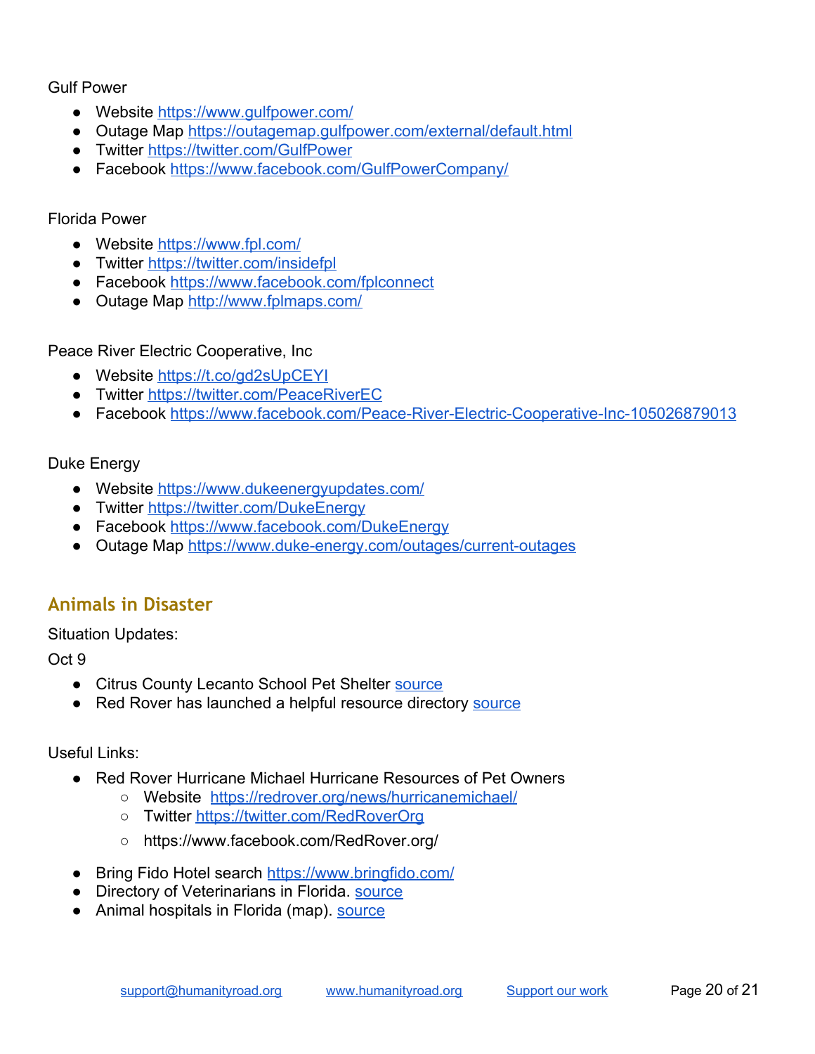Gulf Power

- Website https://www.gulfpower.com/
- Outage Map https://outagemap.gulfpower.com/external/default.html
- Twitter https://twitter.com/GulfPower
- Facebook https://www.facebook.com/GulfPowerCompany/

Florida Power

- Website https://www.fpl.com/
- Twitter https://twitter.com/insidefpl
- Facebook https://www.facebook.com/fplconnect
- Outage Map http://www.fplmaps.com/

Peace River Electric Cooperative, Inc

- Website https://t.co/gd2sUpCEYI
- Twitter https://twitter.com/PeaceRiverEC
- Facebook https://www.facebook.com/Peace-River-Electric-Cooperative-Inc-105026879013

Duke Energy

- Website https://www.dukeenergyupdates.com/
- Twitter https://twitter.com/DukeEnergy
- Facebook https://www.facebook.com/DukeEnergy
- Outage Map https://www.duke-energy.com/outages/current-outages

## Animals in Disaster

Situation Updates:

Oct 9

- Citrus County Lecanto School Pet Shelter source
- Red Rover has launched a helpful resource directory source

Useful Links:

- Red Rover Hurricane Michael Hurricane Resources of Pet Owners
  - Website https://redrover.org/news/hurricanemichael/
  - Twitter https://twitter.com/RedRoverOrg
  - https://www.facebook.com/RedRover.org/
- Bring Fido Hotel search https://www.bringfido.com/
- Directory of Veterinarians in Florida. source
- Animal hospitals in Florida (map). source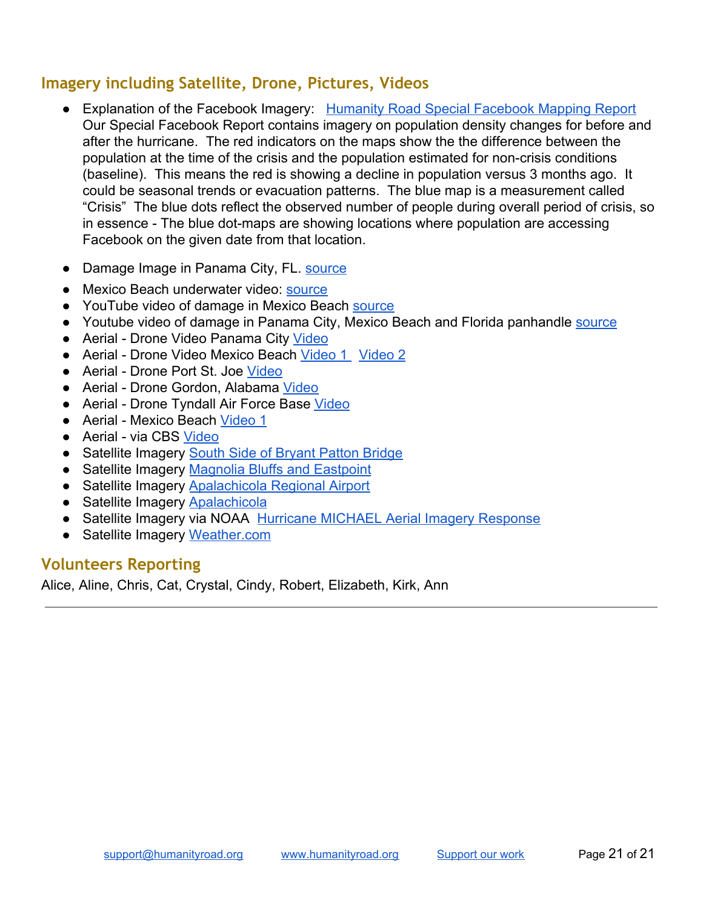## Imagery including Satellite, Drone, Pictures, Videos

- Explanation of the Facebook Imagery: Humanity Road Special Facebook Mapping Report
  Our Special Facebook Report contains imagery on population density changes for before and after the hurricane. The red indicators on the maps show the the difference between the population at the time of the crisis and the population estimated for non-crisis conditions (baseline). This means the red is showing a decline in population versus 3 months ago. It could be seasonal trends or evacuation patterns. The blue map is a measurement called "Crisis" The blue dots reflect the observed number of people during overall period of crisis, so in essence - The blue dot-maps are showing locations where population are accessing Facebook on the given date from that location.
- Damage Image in Panama City, FL. source
- Mexico Beach underwater video: source
- YouTube video of damage in Mexico Beach source
- Youtube video of damage in Panama City, Mexico Beach and Florida panhandle source
- Aerial - Drone Video Panama City Video
- Aerial - Drone Video Mexico Beach Video 1 Video 2
- Aerial - Drone Port St. Joe Video
- Aerial - Drone Gordon, Alabama Video
- Aerial - Drone Tyndall Air Force Base Video
- Aerial - Mexico Beach Video 1
- Aerial - via CBS Video
- Satellite Imagery South Side of Bryant Patton Bridge
- Satellite Imagery Magnolia Bluffs and Eastpoint
- Satellite Imagery Apalachicola Regional Airport
- Satellite Imagery Apalachicola
- Satellite Imagery via NOAA Hurricane MICHAEL Aerial Imagery Response
- Satellite Imagery Weather.com

## Volunteers Reporting

Alice, Aline, Chris, Cat, Crystal, Cindy, Robert, Elizabeth, Kirk, Ann

---